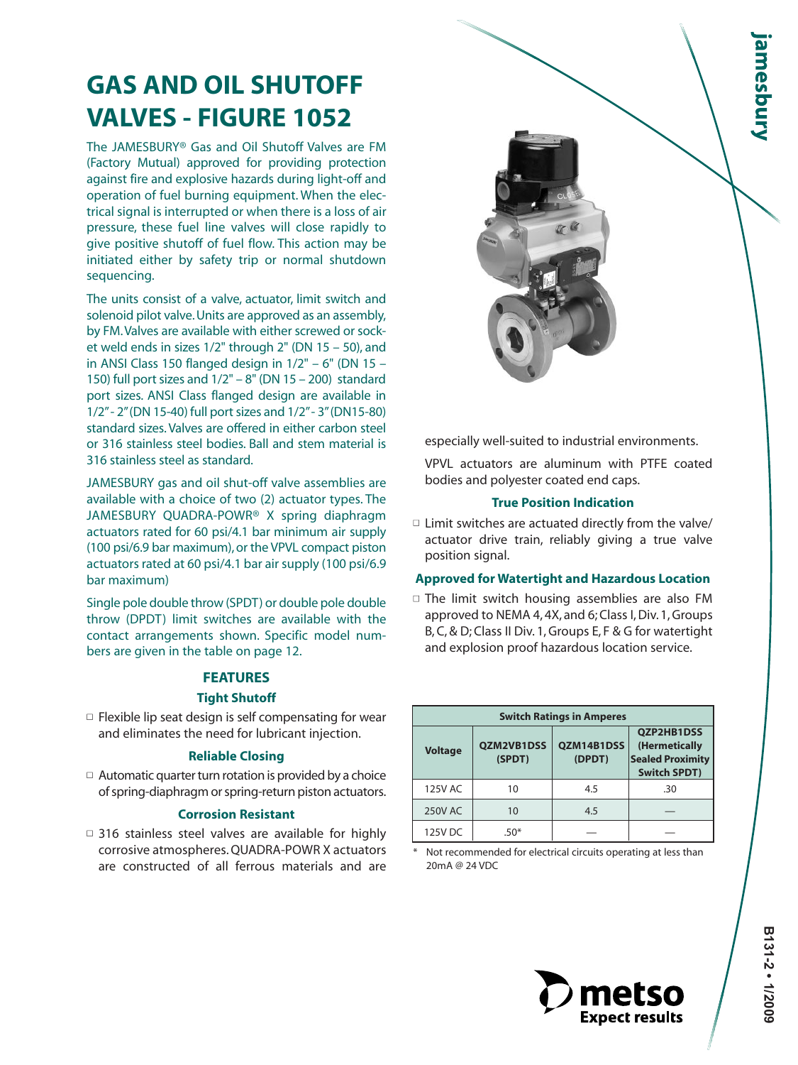# GAS AND OIL SHUTOFF VALVES - FIGURE 1052

The JAMESBURY® Gas and Oil Shutoff Valves are FM (Factory Mutual) approved for providing protection against fire and explosive hazards during light-off and operation of fuel burning equipment. When the electrical signal is interrupted or when there is a loss of air pressure, these fuel line valves will close rapidly to give positive shutoff of fuel flow. This action may be initiated either by safety trip or normal shutdown sequencing.

The units consist of a valve, actuator, limit switch and solenoid pilot valve. Units are approved as an assembly, by FM. Valves are available with either screwed or socket weld ends in sizes 1/2" through 2" (DN 15 – 50), and in ANSI Class 150 flanged design in 1/2" – 6" (DN 15 – 150) full port sizes and 1/2" – 8" (DN 15 – 200) standard port sizes. ANSI Class flanged design are available in 1/2" - 2" (DN 15-40) full port sizes and 1/2" - 3" (DN15-80) standard sizes. Valves are offered in either carbon steel or 316 stainless steel bodies. Ball and stem material is 316 stainless steel as standard.

JAMESBURY gas and oil shut-off valve assemblies are available with a choice of two (2) actuator types. The JAMESBURY QUADRA-POWR® X spring diaphragm actuators rated for 60 psi/4.1 bar minimum air supply (100 psi/6.9 bar maximum), or the VPVL compact piston actuators rated at 60 psi/4.1 bar air supply (100 psi/6.9 bar maximum)

Single pole double throw (SPDT) or double pole double throw (DPDT) limit switches are available with the contact arrangements shown. Specific model numbers are given in the table on page 12.

## FEATURES

### Tight Shutoff

- Flexible lip seat design is self compensating for wear and eliminates the need for lubricant injection.

### Reliable Closing

- Automatic quarter turn rotation is provided by a choice of spring-diaphragm or spring-return piston actuators.

### Corrosion Resistant

- 316 stainless steel valves are available for highly corrosive atmospheres. QUADRA-POWR X actuators are constructed of all ferrous materials and are especially well-suited to industrial environments.

VPVL actuators are aluminum with PTFE coated bodies and polyester coated end caps.

### True Position Indication

- Limit switches are actuated directly from the valve/actuator drive train, reliably giving a true valve position signal.

### Approved for Watertight and Hazardous Location

- The limit switch housing assemblies are also FM approved to NEMA 4, 4X, and 6; Class I, Div. 1, Groups B, C, & D; Class II Div. 1, Groups E, F & G for watertight and explosion proof hazardous location service.

| Switch Ratings in Amperes | | | |
|---|---|---|---|
| **Voltage** | **QZM2VB1DSS (SPDT)** | **QZM14B1DSS (DPDT)** | **QZP2HB1DSS (Hermetically Sealed Proximity Switch SPDT)** |
| 125V AC | 10 | 4.5 | .30 |
| 250V AC | 10 | 4.5 | — |
| 125V DC | .50* | — | — |

\* Not recommended for electrical circuits operating at less than 20mA @ 24 VDC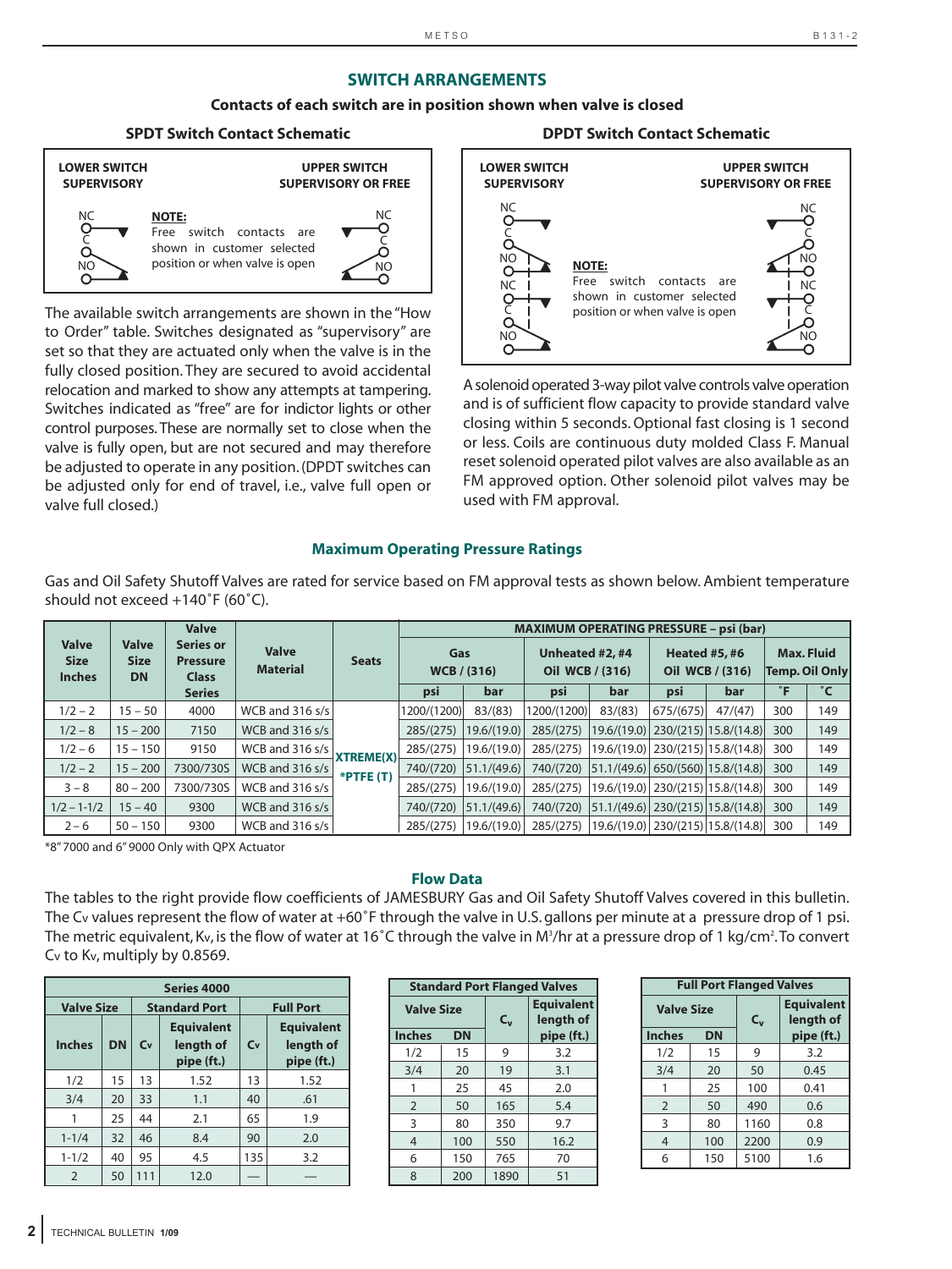## SWITCH ARRANGEMENTS

**Contacts of each switch are in position shown when valve is closed**

### SPDT Switch Contact Schematic

LOWER SWITCH SUPERVISORY

UPPER SWITCH SUPERVISORY OR FREE

NC C NO

**NOTE:** Free switch contacts are shown in customer selected position or when valve is open

NC C NO

### DPDT Switch Contact Schematic

LOWER SWITCH SUPERVISORY

UPPER SWITCH SUPERVISORY OR FREE

NC C NO NC C NO

**NOTE:** Free switch contacts are shown in customer selected position or when valve is open

NC C NO NC C NO

The available switch arrangements are shown in the "How to Order" table. Switches designated as "supervisory" are set so that they are actuated only when the valve is in the fully closed position. They are secured to avoid accidental relocation and marked to show any attempts at tampering. Switches indicated as "free" are for indictor lights or other control purposes. These are normally set to close when the valve is fully open, but are not secured and may therefore be adjusted to operate in any position. (DPDT switches can be adjusted only for end of travel, i.e., valve full open or valve full closed.)

A solenoid operated 3-way pilot valve controls valve operation and is of sufficient flow capacity to provide standard valve closing within 5 seconds. Optional fast closing is 1 second or less. Coils are continuous duty molded Class F. Manual reset solenoid operated pilot valves are also available as an FM approved option. Other solenoid pilot valves may be used with FM approval.

## Maximum Operating Pressure Ratings

Gas and Oil Safety Shutoff Valves are rated for service based on FM approval tests as shown below. Ambient temperature should not exceed +140˚F (60˚C).

| Valve Size Inches | Valve Size DN | Valve Series or Pressure Class Series | Valve Material | Seats | MAXIMUM OPERATING PRESSURE – psi (bar) | | | | | | | |
|---|---|---|---|---|---|---|---|---|---|---|---|---|
| | | | | | Gas WCB / (316) | | Unheated #2, #4 Oil WCB / (316) | | Heated #5, #6 Oil WCB / (316) | | Max. Fluid Temp. Oil Only | |
| | | | | | psi | bar | psi | bar | psi | bar | ˚F | ˚C |
| 1/2 – 2 | 15 – 50 | 4000 | WCB and 316 s/s | XTREME(X) *PTFE (T) | 1200/(1200) | 83/(83) | 1200/(1200) | 83/(83) | 675/(675) | 47/(47) | 300 | 149 |
| 1/2 – 8 | 15 – 200 | 7150 | WCB and 316 s/s | | 285/(275) | 19.6/(19.0) | 285/(275) | 19.6/(19.0) | 230/(215) | 15.8/(14.8) | 300 | 149 |
| 1/2 – 6 | 15 – 150 | 9150 | WCB and 316 s/s | | 285/(275) | 19.6/(19.0) | 285/(275) | 19.6/(19.0) | 230/(215) | 15.8/(14.8) | 300 | 149 |
| 1/2 – 2 | 15 – 200 | 7300/730S | WCB and 316 s/s | | 740/(720) | 51.1/(49.6) | 740/(720) | 51.1/(49.6) | 650/(560) | 15.8/(14.8) | 300 | 149 |
| 3 – 8 | 80 – 200 | 7300/730S | WCB and 316 s/s | | 285/(275) | 19.6/(19.0) | 285/(275) | 19.6/(19.0) | 230/(215) | 15.8/(14.8) | 300 | 149 |
| 1/2 – 1-1/2 | 15 – 40 | 9300 | WCB and 316 s/s | | 740/(720) | 51.1/(49.6) | 740/(720) | 51.1/(49.6) | 230/(215) | 15.8/(14.8) | 300 | 149 |
| 2 – 6 | 50 – 150 | 9300 | WCB and 316 s/s | | 285/(275) | 19.6/(19.0) | 285/(275) | 19.6/(19.0) | 230/(215) | 15.8/(14.8) | 300 | 149 |

*8" 7000 and 6" 9000 Only with QPX Actuator

## Flow Data

The tables to the right provide flow coefficients of JAMESBURY Gas and Oil Safety Shutoff Valves covered in this bulletin. The Cv values represent the flow of water at +60˚F through the valve in U.S. gallons per minute at a pressure drop of 1 psi. The metric equivalent, Kv, is the flow of water at 16˚C through the valve in $M^3$/hr at a pressure drop of 1 kg/$cm^2$. To convert Cv to Kv, multiply by 0.8569.

| Series 4000 | | | | | |
|---|---|---|---|---|---|
| Valve Size | | Standard Port | | Full Port | |
| Inches | DN | Cv | Equivalent length of pipe (ft.) | Cv | Equivalent length of pipe (ft.) |
| 1/2 | 15 | 13 | 1.52 | 13 | 1.52 |
| 3/4 | 20 | 33 | 1.1 | 40 | .61 |
| 1 | 25 | 44 | 2.1 | 65 | 1.9 |
| 1-1/4 | 32 | 46 | 8.4 | 90 | 2.0 |
| 1-1/2 | 40 | 95 | 4.5 | 135 | 3.2 |
| 2 | 50 | 111 | 12.0 | — | — |

| Standard Port Flanged Valves | | | |
|---|---|---|---|
| Valve Size | | $C_v$ | Equivalent length of pipe (ft.) |
| Inches | DN | | |
| 1/2 | 15 | 9 | 3.2 |
| 3/4 | 20 | 19 | 3.1 |
| 1 | 25 | 45 | 2.0 |
| 2 | 50 | 165 | 5.4 |
| 3 | 80 | 350 | 9.7 |
| 4 | 100 | 550 | 16.2 |
| 6 | 150 | 765 | 70 |
| 8 | 200 | 1890 | 51 |

| Full Port Flanged Valves | | | |
|---|---|---|---|
| Valve Size | | $C_v$ | Equivalent length of pipe (ft.) |
| Inches | DN | | |
| 1/2 | 15 | 9 | 3.2 |
| 3/4 | 20 | 50 | 0.45 |
| 1 | 25 | 100 | 0.41 |
| 2 | 50 | 490 | 0.6 |
| 3 | 80 | 1160 | 0.8 |
| 4 | 100 | 2200 | 0.9 |
| 6 | 150 | 5100 | 1.6 |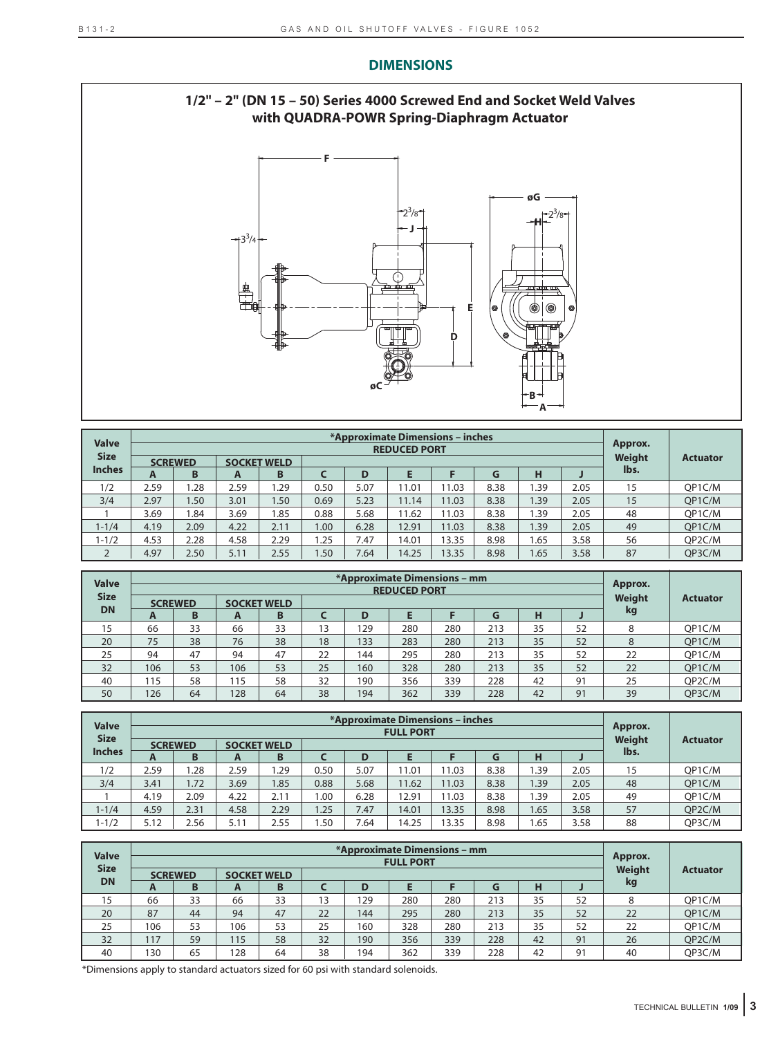## DIMENSIONS

### 1/2" – 2" (DN 15 – 50) Series 4000 Screwed End and Socket Weld Valves with QUADRA-POWR Spring-Diaphragm Actuator

| Valve Size Inches | *Approximate Dimensions – inches REDUCED PORT | | | | | | | | | | | Approx. Weight lbs. | Actuator |
|---|---|---|---|---|---|---|---|---|---|---|---|---|---|
| | SCREWED | | SOCKET WELD | | | | | | | | | | |
| | A | B | A | B | C | D | E | F | G | H | J | | |
| 1/2 | 2.59 | 1.28 | 2.59 | 1.29 | 0.50 | 5.07 | 11.01 | 11.03 | 8.38 | 1.39 | 2.05 | 15 | QP1C/M |
| 3/4 | 2.97 | 1.50 | 3.01 | 1.50 | 0.69 | 5.23 | 11.14 | 11.03 | 8.38 | 1.39 | 2.05 | 15 | QP1C/M |
| 1 | 3.69 | 1.84 | 3.69 | 1.85 | 0.88 | 5.68 | 11.62 | 11.03 | 8.38 | 1.39 | 2.05 | 48 | QP1C/M |
| 1-1/4 | 4.19 | 2.09 | 4.22 | 2.11 | 1.00 | 6.28 | 12.91 | 11.03 | 8.38 | 1.39 | 2.05 | 49 | QP1C/M |
| 1-1/2 | 4.53 | 2.28 | 4.58 | 2.29 | 1.25 | 7.47 | 14.01 | 13.35 | 8.98 | 1.65 | 3.58 | 56 | QP2C/M |
| 2 | 4.97 | 2.50 | 5.11 | 2.55 | 1.50 | 7.64 | 14.25 | 13.35 | 8.98 | 1.65 | 3.58 | 87 | QP3C/M |

| Valve Size DN | *Approximate Dimensions – mm REDUCED PORT | | | | | | | | | | | Approx. Weight kg | Actuator |
|---|---|---|---|---|---|---|---|---|---|---|---|---|---|
| | SCREWED | | SOCKET WELD | | | | | | | | | | |
| | A | B | A | B | C | D | E | F | G | H | J | | |
| 15 | 66 | 33 | 66 | 33 | 13 | 129 | 280 | 280 | 213 | 35 | 52 | 8 | QP1C/M |
| 20 | 75 | 38 | 76 | 38 | 18 | 133 | 283 | 280 | 213 | 35 | 52 | 8 | QP1C/M |
| 25 | 94 | 47 | 94 | 47 | 22 | 144 | 295 | 280 | 213 | 35 | 52 | 22 | QP1C/M |
| 32 | 106 | 53 | 106 | 53 | 25 | 160 | 328 | 280 | 213 | 35 | 52 | 22 | QP1C/M |
| 40 | 115 | 58 | 115 | 58 | 32 | 190 | 356 | 339 | 228 | 42 | 91 | 25 | QP2C/M |
| 50 | 126 | 64 | 128 | 64 | 38 | 194 | 362 | 339 | 228 | 42 | 91 | 39 | QP3C/M |

| Valve Size Inches | *Approximate Dimensions – inches FULL PORT | | | | | | | | | | | Approx. Weight lbs. | Actuator |
|---|---|---|---|---|---|---|---|---|---|---|---|---|---|
| | SCREWED | | SOCKET WELD | | | | | | | | | | |
| | A | B | A | B | C | D | E | F | G | H | J | | |
| 1/2 | 2.59 | 1.28 | 2.59 | 1.29 | 0.50 | 5.07 | 11.01 | 11.03 | 8.38 | 1.39 | 2.05 | 15 | QP1C/M |
| 3/4 | 3.41 | 1.72 | 3.69 | 1.85 | 0.88 | 5.68 | 11.62 | 11.03 | 8.38 | 1.39 | 2.05 | 48 | QP1C/M |
| 1 | 4.19 | 2.09 | 4.22 | 2.11 | 1.00 | 6.28 | 12.91 | 11.03 | 8.38 | 1.39 | 2.05 | 49 | QP1C/M |
| 1-1/4 | 4.59 | 2.31 | 4.58 | 2.29 | 1.25 | 7.47 | 14.01 | 13.35 | 8.98 | 1.65 | 3.58 | 57 | QP2C/M |
| 1-1/2 | 5.12 | 2.56 | 5.11 | 2.55 | 1.50 | 7.64 | 14.25 | 13.35 | 8.98 | 1.65 | 3.58 | 88 | QP3C/M |

| Valve Size DN | *Approximate Dimensions – mm FULL PORT | | | | | | | | | | | Approx. Weight kg | Actuator |
|---|---|---|---|---|---|---|---|---|---|---|---|---|---|
| | SCREWED | | SOCKET WELD | | | | | | | | | | |
| | A | B | A | B | C | D | E | F | G | H | J | | |
| 15 | 66 | 33 | 66 | 33 | 13 | 129 | 280 | 280 | 213 | 35 | 52 | 8 | QP1C/M |
| 20 | 87 | 44 | 94 | 47 | 22 | 144 | 295 | 280 | 213 | 35 | 52 | 22 | QP1C/M |
| 25 | 106 | 53 | 106 | 53 | 25 | 160 | 328 | 280 | 213 | 35 | 52 | 22 | QP1C/M |
| 32 | 117 | 59 | 115 | 58 | 32 | 190 | 356 | 339 | 228 | 42 | 91 | 26 | QP2C/M |
| 40 | 130 | 65 | 128 | 64 | 38 | 194 | 362 | 339 | 228 | 42 | 91 | 40 | QP3C/M |

*Dimensions apply to standard actuators sized for 60 psi with standard solenoids.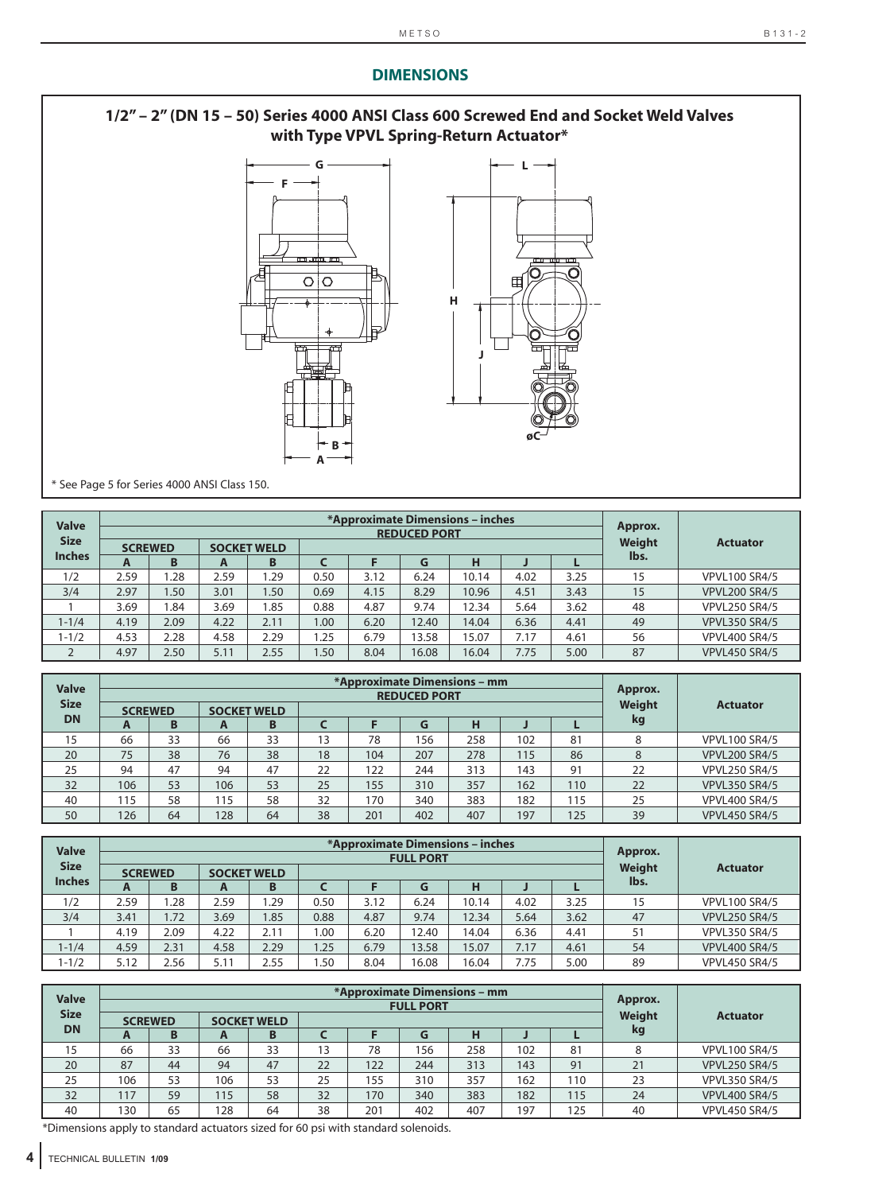## DIMENSIONS

### 1/2" – 2" (DN 15 – 50) Series 4000 ANSI Class 600 Screwed End and Socket Weld Valves with Type VPVL Spring-Return Actuator*

\* See Page 5 for Series 4000 ANSI Class 150.

| Valve Size Inches | *Approximate Dimensions – inches REDUCED PORT | | | | | | | | | | Approx. Weight lbs. | Actuator |
|---|---|---|---|---|---|---|---|---|---|---|---|---|
| | SCREWED | | SOCKET WELD | | | | | | | | | |
| | A | B | A | B | C | F | G | H | J | L | | |
| 1/2 | 2.59 | 1.28 | 2.59 | 1.29 | 0.50 | 3.12 | 6.24 | 10.14 | 4.02 | 3.25 | 15 | VPVL100 SR4/5 |
| 3/4 | 2.97 | 1.50 | 3.01 | 1.50 | 0.69 | 4.15 | 8.29 | 10.96 | 4.51 | 3.43 | 15 | VPVL200 SR4/5 |
| 1 | 3.69 | 1.84 | 3.69 | 1.85 | 0.88 | 4.87 | 9.74 | 12.34 | 5.64 | 3.62 | 48 | VPVL250 SR4/5 |
| 1-1/4 | 4.19 | 2.09 | 4.22 | 2.11 | 1.00 | 6.20 | 12.40 | 14.04 | 6.36 | 4.41 | 49 | VPVL350 SR4/5 |
| 1-1/2 | 4.53 | 2.28 | 4.58 | 2.29 | 1.25 | 6.79 | 13.58 | 15.07 | 7.17 | 4.61 | 56 | VPVL400 SR4/5 |
| 2 | 4.97 | 2.50 | 5.11 | 2.55 | 1.50 | 8.04 | 16.08 | 16.04 | 7.75 | 5.00 | 87 | VPVL450 SR4/5 |

| Valve Size DN | *Approximate Dimensions – mm REDUCED PORT | | | | | | | | | | Approx. Weight kg | Actuator |
|---|---|---|---|---|---|---|---|---|---|---|---|---|
| | SCREWED | | SOCKET WELD | | | | | | | | | |
| | A | B | A | B | C | F | G | H | J | L | | |
| 15 | 66 | 33 | 66 | 33 | 13 | 78 | 156 | 258 | 102 | 81 | 8 | VPVL100 SR4/5 |
| 20 | 75 | 38 | 76 | 38 | 18 | 104 | 207 | 278 | 115 | 86 | 8 | VPVL200 SR4/5 |
| 25 | 94 | 47 | 94 | 47 | 22 | 122 | 244 | 313 | 143 | 91 | 22 | VPVL250 SR4/5 |
| 32 | 106 | 53 | 106 | 53 | 25 | 155 | 310 | 357 | 162 | 110 | 22 | VPVL350 SR4/5 |
| 40 | 115 | 58 | 115 | 58 | 32 | 170 | 340 | 383 | 182 | 115 | 25 | VPVL400 SR4/5 |
| 50 | 126 | 64 | 128 | 64 | 38 | 201 | 402 | 407 | 197 | 125 | 39 | VPVL450 SR4/5 |

| Valve Size Inches | *Approximate Dimensions – inches FULL PORT | | | | | | | | | | Approx. Weight lbs. | Actuator |
|---|---|---|---|---|---|---|---|---|---|---|---|---|
| | SCREWED | | SOCKET WELD | | | | | | | | | |
| | A | B | A | B | C | F | G | H | J | L | | |
| 1/2 | 2.59 | 1.28 | 2.59 | 1.29 | 0.50 | 3.12 | 6.24 | 10.14 | 4.02 | 3.25 | 15 | VPVL100 SR4/5 |
| 3/4 | 3.41 | 1.72 | 3.69 | 1.85 | 0.88 | 4.87 | 9.74 | 12.34 | 5.64 | 3.62 | 47 | VPVL250 SR4/5 |
| 1 | 4.19 | 2.09 | 4.22 | 2.11 | 1.00 | 6.20 | 12.40 | 14.04 | 6.36 | 4.41 | 51 | VPVL350 SR4/5 |
| 1-1/4 | 4.59 | 2.31 | 4.58 | 2.29 | 1.25 | 6.79 | 13.58 | 15.07 | 7.17 | 4.61 | 54 | VPVL400 SR4/5 |
| 1-1/2 | 5.12 | 2.56 | 5.11 | 2.55 | 1.50 | 8.04 | 16.08 | 16.04 | 7.75 | 5.00 | 89 | VPVL450 SR4/5 |

| Valve Size DN | *Approximate Dimensions – mm FULL PORT | | | | | | | | | | Approx. Weight kg | Actuator |
|---|---|---|---|---|---|---|---|---|---|---|---|---|
| | SCREWED | | SOCKET WELD | | | | | | | | | |
| | A | B | A | B | C | F | G | H | J | L | | |
| 15 | 66 | 33 | 66 | 33 | 13 | 78 | 156 | 258 | 102 | 81 | 8 | VPVL100 SR4/5 |
| 20 | 87 | 44 | 94 | 47 | 22 | 122 | 244 | 313 | 143 | 91 | 21 | VPVL250 SR4/5 |
| 25 | 106 | 53 | 106 | 53 | 25 | 155 | 310 | 357 | 162 | 110 | 23 | VPVL350 SR4/5 |
| 32 | 117 | 59 | 115 | 58 | 32 | 170 | 340 | 383 | 182 | 115 | 24 | VPVL400 SR4/5 |
| 40 | 130 | 65 | 128 | 64 | 38 | 201 | 402 | 407 | 197 | 125 | 40 | VPVL450 SR4/5 |

\*Dimensions apply to standard actuators sized for 60 psi with standard solenoids.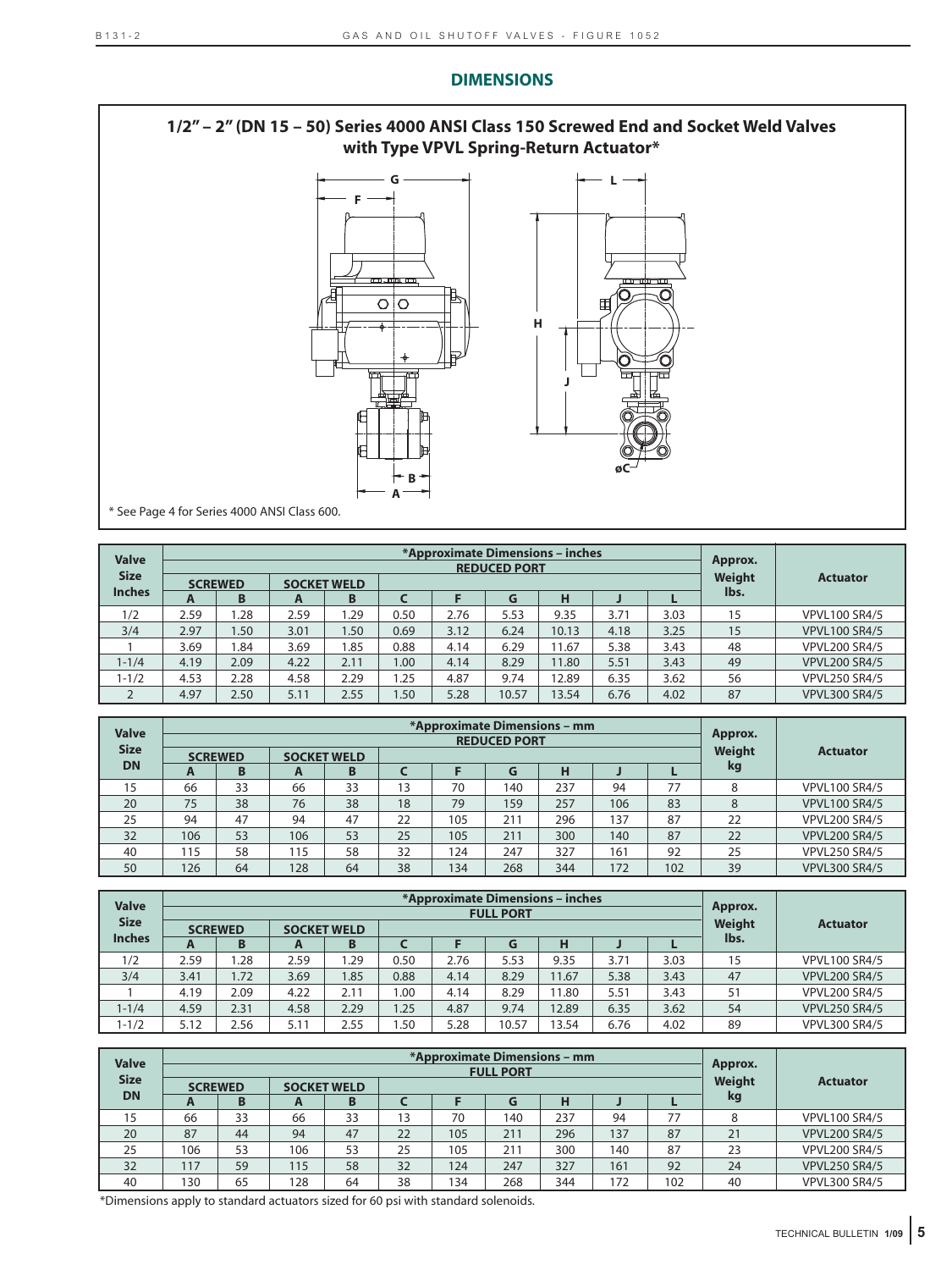## DIMENSIONS

### 1/2" – 2" (DN 15 – 50) Series 4000 ANSI Class 150 Screwed End and Socket Weld Valves with Type VPVL Spring-Return Actuator*

* See Page 4 for Series 4000 ANSI Class 600.

| Valve Size Inches | *Approximate Dimensions – inches REDUCED PORT | | | | | | | | | | Approx. Weight lbs. | Actuator |
|---|---|---|---|---|---|---|---|---|---|---|---|---|
| | SCREWED | | SOCKET WELD | | | | | | | | | |
| | A | B | A | B | C | F | G | H | J | L | | |
| 1/2 | 2.59 | 1.28 | 2.59 | 1.29 | 0.50 | 2.76 | 5.53 | 9.35 | 3.71 | 3.03 | 15 | VPVL100 SR4/5 |
| 3/4 | 2.97 | 1.50 | 3.01 | 1.50 | 0.69 | 3.12 | 6.24 | 10.13 | 4.18 | 3.25 | 15 | VPVL100 SR4/5 |
| 1 | 3.69 | 1.84 | 3.69 | 1.85 | 0.88 | 4.14 | 6.29 | 11.67 | 5.38 | 3.43 | 48 | VPVL200 SR4/5 |
| 1-1/4 | 4.19 | 2.09 | 4.22 | 2.11 | 1.00 | 4.14 | 8.29 | 11.80 | 5.51 | 3.43 | 49 | VPVL200 SR4/5 |
| 1-1/2 | 4.53 | 2.28 | 4.58 | 2.29 | 1.25 | 4.87 | 9.74 | 12.89 | 6.35 | 3.62 | 56 | VPVL250 SR4/5 |
| 2 | 4.97 | 2.50 | 5.11 | 2.55 | 1.50 | 5.28 | 10.57 | 13.54 | 6.76 | 4.02 | 87 | VPVL300 SR4/5 |

| Valve Size DN | *Approximate Dimensions – mm REDUCED PORT | | | | | | | | | | Approx. Weight kg | Actuator |
|---|---|---|---|---|---|---|---|---|---|---|---|---|
| | SCREWED | | SOCKET WELD | | | | | | | | | |
| | A | B | A | B | C | F | G | H | J | L | | |
| 15 | 66 | 33 | 66 | 33 | 13 | 70 | 140 | 237 | 94 | 77 | 8 | VPVL100 SR4/5 |
| 20 | 75 | 38 | 76 | 38 | 18 | 79 | 159 | 257 | 106 | 83 | 8 | VPVL100 SR4/5 |
| 25 | 94 | 47 | 94 | 47 | 22 | 105 | 211 | 296 | 137 | 87 | 22 | VPVL200 SR4/5 |
| 32 | 106 | 53 | 106 | 53 | 25 | 105 | 211 | 300 | 140 | 87 | 22 | VPVL200 SR4/5 |
| 40 | 115 | 58 | 115 | 58 | 32 | 124 | 247 | 327 | 161 | 92 | 25 | VPVL250 SR4/5 |
| 50 | 126 | 64 | 128 | 64 | 38 | 134 | 268 | 344 | 172 | 102 | 39 | VPVL300 SR4/5 |

| Valve Size Inches | *Approximate Dimensions – inches FULL PORT | | | | | | | | | | Approx. Weight lbs. | Actuator |
|---|---|---|---|---|---|---|---|---|---|---|---|---|
| | SCREWED | | SOCKET WELD | | | | | | | | | |
| | A | B | A | B | C | F | G | H | J | L | | |
| 1/2 | 2.59 | 1.28 | 2.59 | 1.29 | 0.50 | 2.76 | 5.53 | 9.35 | 3.71 | 3.03 | 15 | VPVL100 SR4/5 |
| 3/4 | 3.41 | 1.72 | 3.69 | 1.85 | 0.88 | 4.14 | 8.29 | 11.67 | 5.38 | 3.43 | 47 | VPVL200 SR4/5 |
| 1 | 4.19 | 2.09 | 4.22 | 2.11 | 1.00 | 4.14 | 8.29 | 11.80 | 5.51 | 3.43 | 51 | VPVL200 SR4/5 |
| 1-1/4 | 4.59 | 2.31 | 4.58 | 2.29 | 1.25 | 4.87 | 9.74 | 12.89 | 6.35 | 3.62 | 54 | VPVL250 SR4/5 |
| 1-1/2 | 5.12 | 2.56 | 5.11 | 2.55 | 1.50 | 5.28 | 10.57 | 13.54 | 6.76 | 4.02 | 89 | VPVL300 SR4/5 |

| Valve Size DN | *Approximate Dimensions – mm FULL PORT | | | | | | | | | | Approx. Weight kg | Actuator |
|---|---|---|---|---|---|---|---|---|---|---|---|---|
| | SCREWED | | SOCKET WELD | | | | | | | | | |
| | A | B | A | B | C | F | G | H | J | L | | |
| 15 | 66 | 33 | 66 | 33 | 13 | 70 | 140 | 237 | 94 | 77 | 8 | VPVL100 SR4/5 |
| 20 | 87 | 44 | 94 | 47 | 22 | 105 | 211 | 296 | 137 | 87 | 21 | VPVL200 SR4/5 |
| 25 | 106 | 53 | 106 | 53 | 25 | 105 | 211 | 300 | 140 | 87 | 23 | VPVL200 SR4/5 |
| 32 | 117 | 59 | 115 | 58 | 32 | 124 | 247 | 327 | 161 | 92 | 24 | VPVL250 SR4/5 |
| 40 | 130 | 65 | 128 | 64 | 38 | 134 | 268 | 344 | 172 | 102 | 40 | VPVL300 SR4/5 |

*Dimensions apply to standard actuators sized for 60 psi with standard solenoids.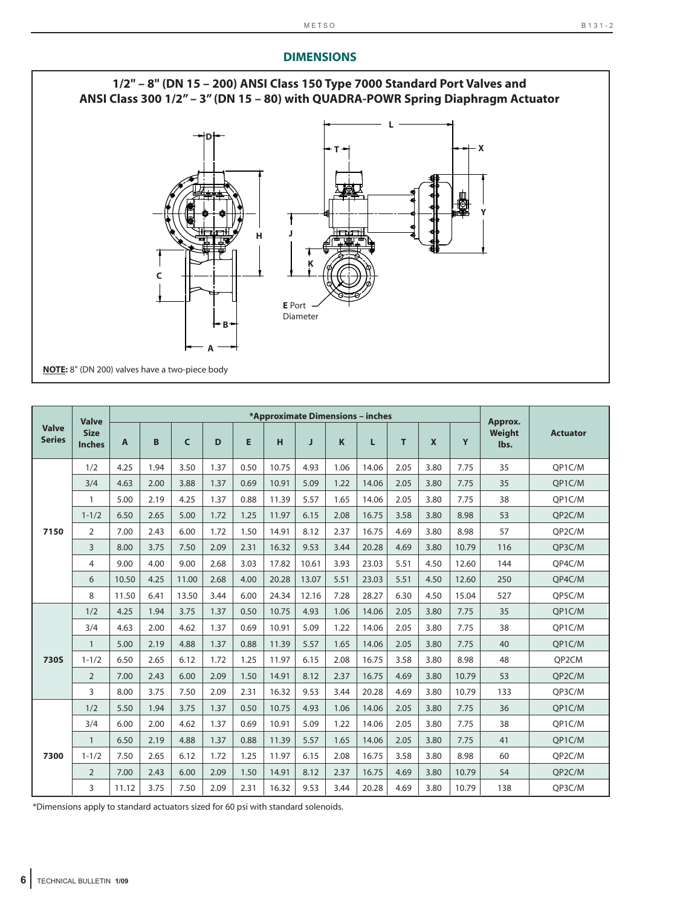## DIMENSIONS

### 1/2" – 8" (DN 15 – 200) ANSI Class 150 Type 7000 Standard Port Valves and ANSI Class 300 1/2" – 3" (DN 15 – 80) with QUADRA-POWR Spring Diaphragm Actuator

**NOTE:** 8" (DN 200) valves have a two-piece body

| Valve Series | Valve Size Inches | *Approximate Dimensions – inches | | | | | | | | | | | | Approx. Weight lbs. | Actuator |
|---|---|---|---|---|---|---|---|---|---|---|---|---|---|---|---|
| | | A | B | C | D | E | H | J | K | L | T | X | Y | | |
| 7150 | 1/2 | 4.25 | 1.94 | 3.50 | 1.37 | 0.50 | 10.75 | 4.93 | 1.06 | 14.06 | 2.05 | 3.80 | 7.75 | 35 | QP1C/M |
| | 3/4 | 4.63 | 2.00 | 3.88 | 1.37 | 0.69 | 10.91 | 5.09 | 1.22 | 14.06 | 2.05 | 3.80 | 7.75 | 35 | QP1C/M |
| | 1 | 5.00 | 2.19 | 4.25 | 1.37 | 0.88 | 11.39 | 5.57 | 1.65 | 14.06 | 2.05 | 3.80 | 7.75 | 38 | QP1C/M |
| | 1-1/2 | 6.50 | 2.65 | 5.00 | 1.72 | 1.25 | 11.97 | 6.15 | 2.08 | 16.75 | 3.58 | 3.80 | 8.98 | 53 | QP2C/M |
| | 2 | 7.00 | 2.43 | 6.00 | 1.72 | 1.50 | 14.91 | 8.12 | 2.37 | 16.75 | 4.69 | 3.80 | 8.98 | 57 | QP2C/M |
| | 3 | 8.00 | 3.75 | 7.50 | 2.09 | 2.31 | 16.32 | 9.53 | 3.44 | 20.28 | 4.69 | 3.80 | 10.79 | 116 | QP3C/M |
| | 4 | 9.00 | 4.00 | 9.00 | 2.68 | 3.03 | 17.82 | 10.61 | 3.93 | 23.03 | 5.51 | 4.50 | 12.60 | 144 | QP4C/M |
| | 6 | 10.50 | 4.25 | 11.00 | 2.68 | 4.00 | 20.28 | 13.07 | 5.51 | 23.03 | 5.51 | 4.50 | 12.60 | 250 | QP4C/M |
| | 8 | 11.50 | 6.41 | 13.50 | 3.44 | 6.00 | 24.34 | 12.16 | 7.28 | 28.27 | 6.30 | 4.50 | 15.04 | 527 | QP5C/M |
| 730S | 1/2 | 4.25 | 1.94 | 3.75 | 1.37 | 0.50 | 10.75 | 4.93 | 1.06 | 14.06 | 2.05 | 3.80 | 7.75 | 35 | QP1C/M |
| | 3/4 | 4.63 | 2.00 | 4.62 | 1.37 | 0.69 | 10.91 | 5.09 | 1.22 | 14.06 | 2.05 | 3.80 | 7.75 | 38 | QP1C/M |
| | 1 | 5.00 | 2.19 | 4.88 | 1.37 | 0.88 | 11.39 | 5.57 | 1.65 | 14.06 | 2.05 | 3.80 | 7.75 | 40 | QP1C/M |
| | 1-1/2 | 6.50 | 2.65 | 6.12 | 1.72 | 1.25 | 11.97 | 6.15 | 2.08 | 16.75 | 3.58 | 3.80 | 8.98 | 48 | QP2CM |
| | 2 | 7.00 | 2.43 | 6.00 | 2.09 | 1.50 | 14.91 | 8.12 | 2.37 | 16.75 | 4.69 | 3.80 | 10.79 | 53 | QP2C/M |
| | 3 | 8.00 | 3.75 | 7.50 | 2.09 | 2.31 | 16.32 | 9.53 | 3.44 | 20.28 | 4.69 | 3.80 | 10.79 | 133 | QP3C/M |
| 7300 | 1/2 | 5.50 | 1.94 | 3.75 | 1.37 | 0.50 | 10.75 | 4.93 | 1.06 | 14.06 | 2.05 | 3.80 | 7.75 | 36 | QP1C/M |
| | 3/4 | 6.00 | 2.00 | 4.62 | 1.37 | 0.69 | 10.91 | 5.09 | 1.22 | 14.06 | 2.05 | 3.80 | 7.75 | 38 | QP1C/M |
| | 1 | 6.50 | 2.19 | 4.88 | 1.37 | 0.88 | 11.39 | 5.57 | 1.65 | 14.06 | 2.05 | 3.80 | 7.75 | 41 | QP1C/M |
| | 1-1/2 | 7.50 | 2.65 | 6.12 | 1.72 | 1.25 | 11.97 | 6.15 | 2.08 | 16.75 | 3.58 | 3.80 | 8.98 | 60 | QP2C/M |
| | 2 | 7.00 | 2.43 | 6.00 | 2.09 | 1.50 | 14.91 | 8.12 | 2.37 | 16.75 | 4.69 | 3.80 | 10.79 | 54 | QP2C/M |
| | 3 | 11.12 | 3.75 | 7.50 | 2.09 | 2.31 | 16.32 | 9.53 | 3.44 | 20.28 | 4.69 | 3.80 | 10.79 | 138 | QP3C/M |

*Dimensions apply to standard actuators sized for 60 psi with standard solenoids.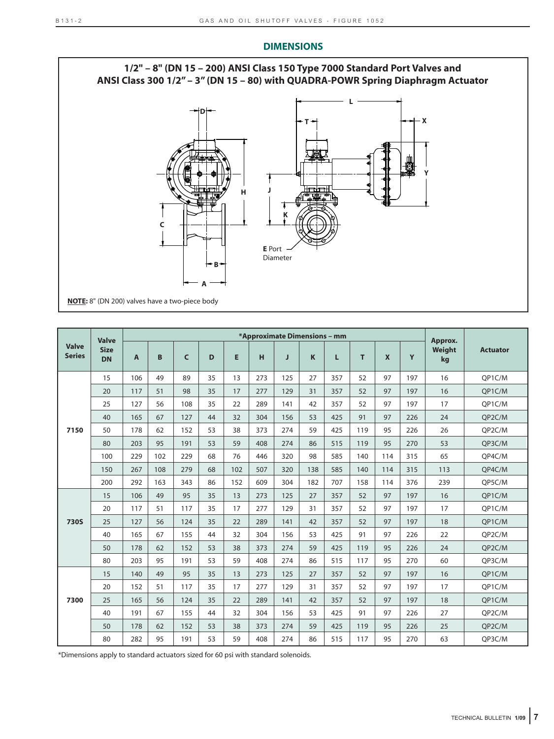## DIMENSIONS

### 1/2" – 8" (DN 15 – 200) ANSI Class 150 Type 7000 Standard Port Valves and ANSI Class 300 1/2" – 3" (DN 15 – 80) with QUADRA-POWR Spring Diaphragm Actuator

**E** Port Diameter

**NOTE:** 8" (DN 200) valves have a two-piece body

| Valve Series | Valve Size DN | *Approximate Dimensions – mm | | | | | | | | | | | | Approx. Weight kg | Actuator |
|---|---|---|---|---|---|---|---|---|---|---|---|---|---|---|---|
| | | A | B | C | D | E | H | J | K | L | T | X | Y | | |
| 7150 | 15 | 106 | 49 | 89 | 35 | 13 | 273 | 125 | 27 | 357 | 52 | 97 | 197 | 16 | QP1C/M |
| | 20 | 117 | 51 | 98 | 35 | 17 | 277 | 129 | 31 | 357 | 52 | 97 | 197 | 16 | QP1C/M |
| | 25 | 127 | 56 | 108 | 35 | 22 | 289 | 141 | 42 | 357 | 52 | 97 | 197 | 17 | QP1C/M |
| | 40 | 165 | 67 | 127 | 44 | 32 | 304 | 156 | 53 | 425 | 91 | 97 | 226 | 24 | QP2C/M |
| | 50 | 178 | 62 | 152 | 53 | 38 | 373 | 274 | 59 | 425 | 119 | 95 | 226 | 26 | QP2C/M |
| | 80 | 203 | 95 | 191 | 53 | 59 | 408 | 274 | 86 | 515 | 119 | 95 | 270 | 53 | QP3C/M |
| | 100 | 229 | 102 | 229 | 68 | 76 | 446 | 320 | 98 | 585 | 140 | 114 | 315 | 65 | QP4C/M |
| | 150 | 267 | 108 | 279 | 68 | 102 | 507 | 320 | 138 | 585 | 140 | 114 | 315 | 113 | QP4C/M |
| | 200 | 292 | 163 | 343 | 86 | 152 | 609 | 304 | 182 | 707 | 158 | 114 | 376 | 239 | QP5C/M |
| 730S | 15 | 106 | 49 | 95 | 35 | 13 | 273 | 125 | 27 | 357 | 52 | 97 | 197 | 16 | QP1C/M |
| | 20 | 117 | 51 | 117 | 35 | 17 | 277 | 129 | 31 | 357 | 52 | 97 | 197 | 17 | QP1C/M |
| | 25 | 127 | 56 | 124 | 35 | 22 | 289 | 141 | 42 | 357 | 52 | 97 | 197 | 18 | QP1C/M |
| | 40 | 165 | 67 | 155 | 44 | 32 | 304 | 156 | 53 | 425 | 91 | 97 | 226 | 22 | QP2C/M |
| | 50 | 178 | 62 | 152 | 53 | 38 | 373 | 274 | 59 | 425 | 119 | 95 | 226 | 24 | QP2C/M |
| | 80 | 203 | 95 | 191 | 53 | 59 | 408 | 274 | 86 | 515 | 117 | 95 | 270 | 60 | QP3C/M |
| 7300 | 15 | 140 | 49 | 95 | 35 | 13 | 273 | 125 | 27 | 357 | 52 | 97 | 197 | 16 | QP1C/M |
| | 20 | 152 | 51 | 117 | 35 | 17 | 277 | 129 | 31 | 357 | 52 | 97 | 197 | 17 | QP1C/M |
| | 25 | 165 | 56 | 124 | 35 | 22 | 289 | 141 | 42 | 357 | 52 | 97 | 197 | 18 | QP1C/M |
| | 40 | 191 | 67 | 155 | 44 | 32 | 304 | 156 | 53 | 425 | 91 | 97 | 226 | 27 | QP2C/M |
| | 50 | 178 | 62 | 152 | 53 | 38 | 373 | 274 | 59 | 425 | 119 | 95 | 226 | 25 | QP2C/M |
| | 80 | 282 | 95 | 191 | 53 | 59 | 408 | 274 | 86 | 515 | 117 | 95 | 270 | 63 | QP3C/M |

*Dimensions apply to standard actuators sized for 60 psi with standard solenoids.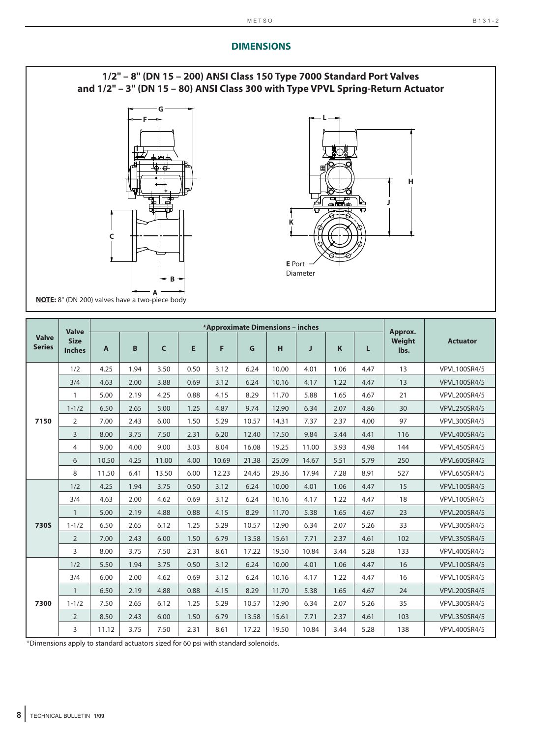## DIMENSIONS

### 1/2" – 8" (DN 15 – 200) ANSI Class 150 Type 7000 Standard Port Valves and 1/2" – 3" (DN 15 – 80) ANSI Class 300 with Type VPVL Spring-Return Actuator

**NOTE:** 8" (DN 200) valves have a two-piece body

| Valve Series | Valve Size Inches | *Approximate Dimensions – inches | | | | | | | | | | Approx. Weight lbs. | Actuator |
|---|---|---|---|---|---|---|---|---|---|---|---|---|---|
| | | A | B | C | E | F | G | H | J | K | L | | |
| 7150 | 1/2 | 4.25 | 1.94 | 3.50 | 0.50 | 3.12 | 6.24 | 10.00 | 4.01 | 1.06 | 4.47 | 13 | VPVL100SR4/5 |
| | 3/4 | 4.63 | 2.00 | 3.88 | 0.69 | 3.12 | 6.24 | 10.16 | 4.17 | 1.22 | 4.47 | 13 | VPVL100SR4/5 |
| | 1 | 5.00 | 2.19 | 4.25 | 0.88 | 4.15 | 8.29 | 11.70 | 5.88 | 1.65 | 4.67 | 21 | VPVL200SR4/5 |
| | 1-1/2 | 6.50 | 2.65 | 5.00 | 1.25 | 4.87 | 9.74 | 12.90 | 6.34 | 2.07 | 4.86 | 30 | VPVL250SR4/5 |
| | 2 | 7.00 | 2.43 | 6.00 | 1.50 | 5.29 | 10.57 | 14.31 | 7.37 | 2.37 | 4.00 | 97 | VPVL300SR4/5 |
| | 3 | 8.00 | 3.75 | 7.50 | 2.31 | 6.20 | 12.40 | 17.50 | 9.84 | 3.44 | 4.41 | 116 | VPVL400SR4/5 |
| | 4 | 9.00 | 4.00 | 9.00 | 3.03 | 8.04 | 16.08 | 19.25 | 11.00 | 3.93 | 4.98 | 144 | VPVL450SR4/5 |
| | 6 | 10.50 | 4.25 | 11.00 | 4.00 | 10.69 | 21.38 | 25.09 | 14.67 | 5.51 | 5.79 | 250 | VPVL600SR4/5 |
| | 8 | 11.50 | 6.41 | 13.50 | 6.00 | 12.23 | 24.45 | 29.36 | 17.94 | 7.28 | 8.91 | 527 | VPVL650SR4/5 |
| 730S | 1/2 | 4.25 | 1.94 | 3.75 | 0.50 | 3.12 | 6.24 | 10.00 | 4.01 | 1.06 | 4.47 | 15 | VPVL100SR4/5 |
| | 3/4 | 4.63 | 2.00 | 4.62 | 0.69 | 3.12 | 6.24 | 10.16 | 4.17 | 1.22 | 4.47 | 18 | VPVL100SR4/5 |
| | 1 | 5.00 | 2.19 | 4.88 | 0.88 | 4.15 | 8.29 | 11.70 | 5.38 | 1.65 | 4.67 | 23 | VPVL200SR4/5 |
| | 1-1/2 | 6.50 | 2.65 | 6.12 | 1.25 | 5.29 | 10.57 | 12.90 | 6.34 | 2.07 | 5.26 | 33 | VPVL300SR4/5 |
| | 2 | 7.00 | 2.43 | 6.00 | 1.50 | 6.79 | 13.58 | 15.61 | 7.71 | 2.37 | 4.61 | 102 | VPVL350SR4/5 |
| | 3 | 8.00 | 3.75 | 7.50 | 2.31 | 8.61 | 17.22 | 19.50 | 10.84 | 3.44 | 5.28 | 133 | VPVL400SR4/5 |
| 7300 | 1/2 | 5.50 | 1.94 | 3.75 | 0.50 | 3.12 | 6.24 | 10.00 | 4.01 | 1.06 | 4.47 | 16 | VPVL100SR4/5 |
| | 3/4 | 6.00 | 2.00 | 4.62 | 0.69 | 3.12 | 6.24 | 10.16 | 4.17 | 1.22 | 4.47 | 16 | VPVL100SR4/5 |
| | 1 | 6.50 | 2.19 | 4.88 | 0.88 | 4.15 | 8.29 | 11.70 | 5.38 | 1.65 | 4.67 | 24 | VPVL200SR4/5 |
| | 1-1/2 | 7.50 | 2.65 | 6.12 | 1.25 | 5.29 | 10.57 | 12.90 | 6.34 | 2.07 | 5.26 | 35 | VPVL300SR4/5 |
| | 2 | 8.50 | 2.43 | 6.00 | 1.50 | 6.79 | 13.58 | 15.61 | 7.71 | 2.37 | 4.61 | 103 | VPVL350SR4/5 |
| | 3 | 11.12 | 3.75 | 7.50 | 2.31 | 8.61 | 17.22 | 19.50 | 10.84 | 3.44 | 5.28 | 138 | VPVL400SR4/5 |

*Dimensions apply to standard actuators sized for 60 psi with standard solenoids.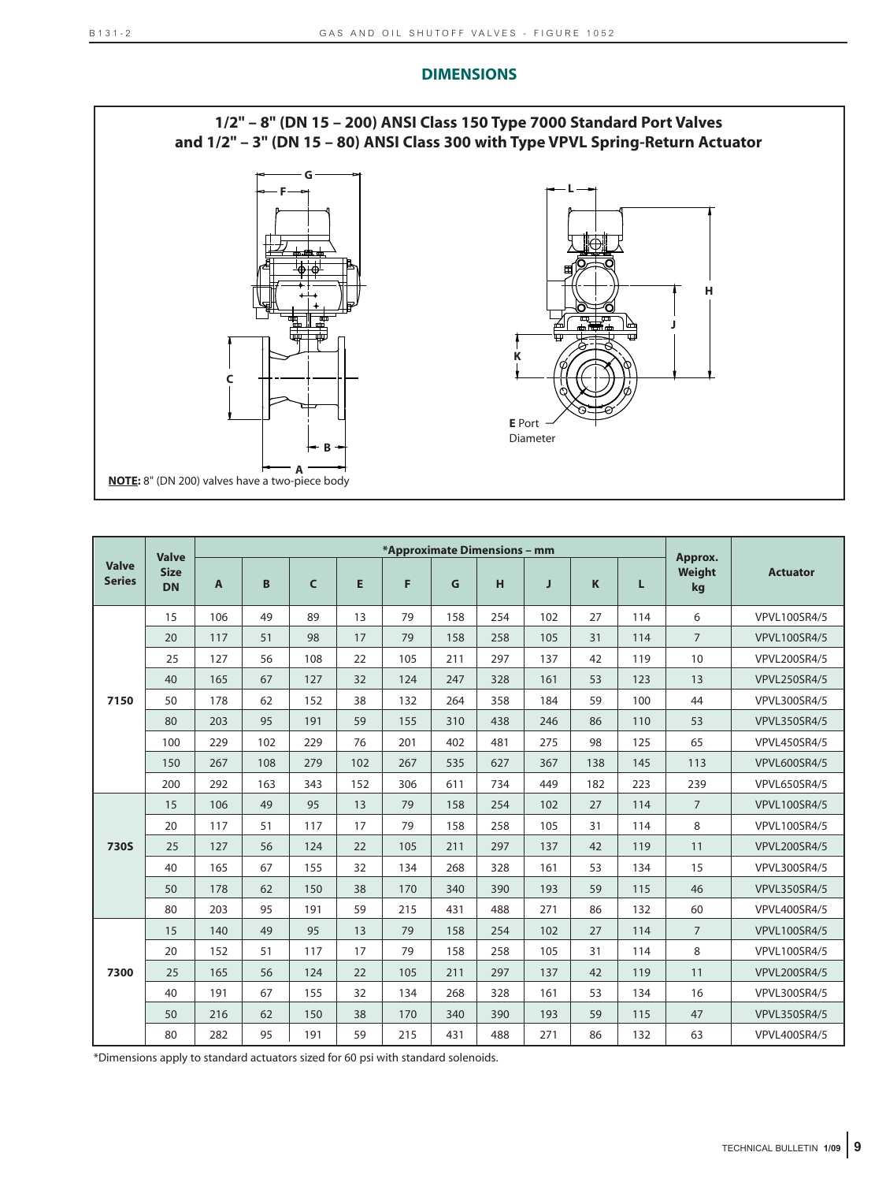## DIMENSIONS

**1/2" – 8" (DN 15 – 200) ANSI Class 150 Type 7000 Standard Port Valves and 1/2" – 3" (DN 15 – 80) ANSI Class 300 with Type VPVL Spring-Return Actuator**

**E** Port Diameter

**NOTE:** 8" (DN 200) valves have a two-piece body

| Valve Series | Valve Size DN | *Approximate Dimensions – mm | | | | | | | | | | Approx. Weight kg | Actuator |
|---|---|---|---|---|---|---|---|---|---|---|---|---|---|
| | | A | B | C | E | F | G | H | J | K | L | | |
| 7150 | 15 | 106 | 49 | 89 | 13 | 79 | 158 | 254 | 102 | 27 | 114 | 6 | VPVL100SR4/5 |
| | 20 | 117 | 51 | 98 | 17 | 79 | 158 | 258 | 105 | 31 | 114 | 7 | VPVL100SR4/5 |
| | 25 | 127 | 56 | 108 | 22 | 105 | 211 | 297 | 137 | 42 | 119 | 10 | VPVL200SR4/5 |
| | 40 | 165 | 67 | 127 | 32 | 124 | 247 | 328 | 161 | 53 | 123 | 13 | VPVL250SR4/5 |
| | 50 | 178 | 62 | 152 | 38 | 132 | 264 | 358 | 184 | 59 | 100 | 44 | VPVL300SR4/5 |
| | 80 | 203 | 95 | 191 | 59 | 155 | 310 | 438 | 246 | 86 | 110 | 53 | VPVL350SR4/5 |
| | 100 | 229 | 102 | 229 | 76 | 201 | 402 | 481 | 275 | 98 | 125 | 65 | VPVL450SR4/5 |
| | 150 | 267 | 108 | 279 | 102 | 267 | 535 | 627 | 367 | 138 | 145 | 113 | VPVL600SR4/5 |
| | 200 | 292 | 163 | 343 | 152 | 306 | 611 | 734 | 449 | 182 | 223 | 239 | VPVL650SR4/5 |
| 730S | 15 | 106 | 49 | 95 | 13 | 79 | 158 | 254 | 102 | 27 | 114 | 7 | VPVL100SR4/5 |
| | 20 | 117 | 51 | 117 | 17 | 79 | 158 | 258 | 105 | 31 | 114 | 8 | VPVL100SR4/5 |
| | 25 | 127 | 56 | 124 | 22 | 105 | 211 | 297 | 137 | 42 | 119 | 11 | VPVL200SR4/5 |
| | 40 | 165 | 67 | 155 | 32 | 134 | 268 | 328 | 161 | 53 | 134 | 15 | VPVL300SR4/5 |
| | 50 | 178 | 62 | 150 | 38 | 170 | 340 | 390 | 193 | 59 | 115 | 46 | VPVL350SR4/5 |
| | 80 | 203 | 95 | 191 | 59 | 215 | 431 | 488 | 271 | 86 | 132 | 60 | VPVL400SR4/5 |
| 7300 | 15 | 140 | 49 | 95 | 13 | 79 | 158 | 254 | 102 | 27 | 114 | 7 | VPVL100SR4/5 |
| | 20 | 152 | 51 | 117 | 17 | 79 | 158 | 258 | 105 | 31 | 114 | 8 | VPVL100SR4/5 |
| | 25 | 165 | 56 | 124 | 22 | 105 | 211 | 297 | 137 | 42 | 119 | 11 | VPVL200SR4/5 |
| | 40 | 191 | 67 | 155 | 32 | 134 | 268 | 328 | 161 | 53 | 134 | 16 | VPVL300SR4/5 |
| | 50 | 216 | 62 | 150 | 38 | 170 | 340 | 390 | 193 | 59 | 115 | 47 | VPVL350SR4/5 |
| | 80 | 282 | 95 | 191 | 59 | 215 | 431 | 488 | 271 | 86 | 132 | 63 | VPVL400SR4/5 |

*Dimensions apply to standard actuators sized for 60 psi with standard solenoids.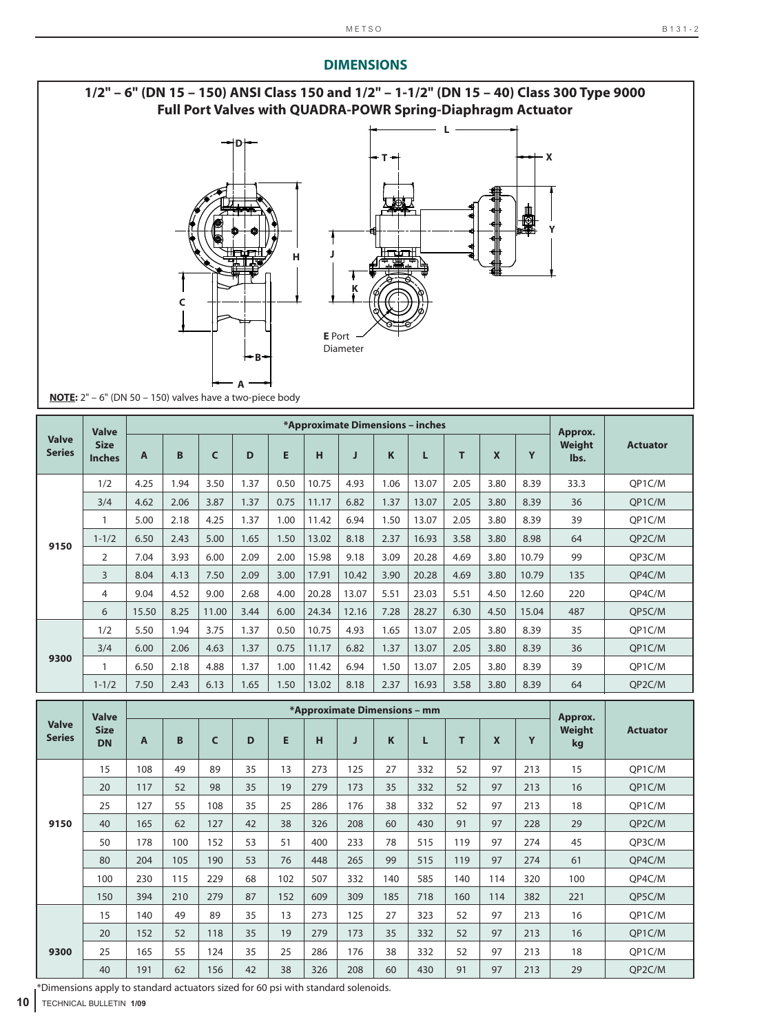## DIMENSIONS

### 1/2" – 6" (DN 15 – 150) ANSI Class 150 and 1/2" – 1-1/2" (DN 15 – 40) Class 300 Type 9000 Full Port Valves with QUADRA-POWR Spring-Diaphragm Actuator

E Port Diameter

**NOTE:** 2" – 6" (DN 50 – 150) valves have a two-piece body

| Valve Series | Valve Size Inches | *Approximate Dimensions – inches | | | | | | | | | | | | Approx. Weight lbs. | Actuator |
|---|---|---|---|---|---|---|---|---|---|---|---|---|---|---|---|
| | | A | B | C | D | E | H | J | K | L | T | X | Y | | |
| 9150 | 1/2 | 4.25 | 1.94 | 3.50 | 1.37 | 0.50 | 10.75 | 4.93 | 1.06 | 13.07 | 2.05 | 3.80 | 8.39 | 33.3 | QP1C/M |
| | 3/4 | 4.62 | 2.06 | 3.87 | 1.37 | 0.75 | 11.17 | 6.82 | 1.37 | 13.07 | 2.05 | 3.80 | 8.39 | 36 | QP1C/M |
| | 1 | 5.00 | 2.18 | 4.25 | 1.37 | 1.00 | 11.42 | 6.94 | 1.50 | 13.07 | 2.05 | 3.80 | 8.39 | 39 | QP1C/M |
| | 1-1/2 | 6.50 | 2.43 | 5.00 | 1.65 | 1.50 | 13.02 | 8.18 | 2.37 | 16.93 | 3.58 | 3.80 | 8.98 | 64 | QP2C/M |
| | 2 | 7.04 | 3.93 | 6.00 | 2.09 | 2.00 | 15.98 | 9.18 | 3.09 | 20.28 | 4.69 | 3.80 | 10.79 | 99 | QP3C/M |
| | 3 | 8.04 | 4.13 | 7.50 | 2.09 | 3.00 | 17.91 | 10.42 | 3.90 | 20.28 | 4.69 | 3.80 | 10.79 | 135 | QP4C/M |
| | 4 | 9.04 | 4.52 | 9.00 | 2.68 | 4.00 | 20.28 | 13.07 | 5.51 | 23.03 | 5.51 | 4.50 | 12.60 | 220 | QP4C/M |
| | 6 | 15.50 | 8.25 | 11.00 | 3.44 | 6.00 | 24.34 | 12.16 | 7.28 | 28.27 | 6.30 | 4.50 | 15.04 | 487 | QP5C/M |
| 9300 | 1/2 | 5.50 | 1.94 | 3.75 | 1.37 | 0.50 | 10.75 | 4.93 | 1.65 | 13.07 | 2.05 | 3.80 | 8.39 | 35 | QP1C/M |
| | 3/4 | 6.00 | 2.06 | 4.63 | 1.37 | 0.75 | 11.17 | 6.82 | 1.37 | 13.07 | 2.05 | 3.80 | 8.39 | 36 | QP1C/M |
| | 1 | 6.50 | 2.18 | 4.88 | 1.37 | 1.00 | 11.42 | 6.94 | 1.50 | 13.07 | 2.05 | 3.80 | 8.39 | 39 | QP1C/M |
| | 1-1/2 | 7.50 | 2.43 | 6.13 | 1.65 | 1.50 | 13.02 | 8.18 | 2.37 | 16.93 | 3.58 | 3.80 | 8.39 | 64 | QP2C/M |

| Valve Series | Valve Size DN | *Approximate Dimensions – mm | | | | | | | | | | | | Approx. Weight kg | Actuator |
|---|---|---|---|---|---|---|---|---|---|---|---|---|---|---|---|
| | | A | B | C | D | E | H | J | K | L | T | X | Y | | |
| 9150 | 15 | 108 | 49 | 89 | 35 | 13 | 273 | 125 | 27 | 332 | 52 | 97 | 213 | 15 | QP1C/M |
| | 20 | 117 | 52 | 98 | 35 | 19 | 279 | 173 | 35 | 332 | 52 | 97 | 213 | 16 | QP1C/M |
| | 25 | 127 | 55 | 108 | 35 | 25 | 286 | 176 | 38 | 332 | 52 | 97 | 213 | 18 | QP1C/M |
| | 40 | 165 | 62 | 127 | 42 | 38 | 326 | 208 | 60 | 430 | 91 | 97 | 228 | 29 | QP2C/M |
| | 50 | 178 | 100 | 152 | 53 | 51 | 400 | 233 | 78 | 515 | 119 | 97 | 274 | 45 | QP3C/M |
| | 80 | 204 | 105 | 190 | 53 | 76 | 448 | 265 | 99 | 515 | 119 | 97 | 274 | 61 | QP4C/M |
| | 100 | 230 | 115 | 229 | 68 | 102 | 507 | 332 | 140 | 585 | 140 | 114 | 320 | 100 | QP4C/M |
| | 150 | 394 | 210 | 279 | 87 | 152 | 609 | 309 | 185 | 718 | 160 | 114 | 382 | 221 | QP5C/M |
| 9300 | 15 | 140 | 49 | 89 | 35 | 13 | 273 | 125 | 27 | 323 | 52 | 97 | 213 | 16 | QP1C/M |
| | 20 | 152 | 52 | 118 | 35 | 19 | 279 | 173 | 35 | 332 | 52 | 97 | 213 | 16 | QP1C/M |
| | 25 | 165 | 55 | 124 | 35 | 25 | 286 | 176 | 38 | 332 | 52 | 97 | 213 | 18 | QP1C/M |
| | 40 | 191 | 62 | 156 | 42 | 38 | 326 | 208 | 60 | 430 | 91 | 97 | 213 | 29 | QP2C/M |

*Dimensions apply to standard actuators sized for 60 psi with standard solenoids.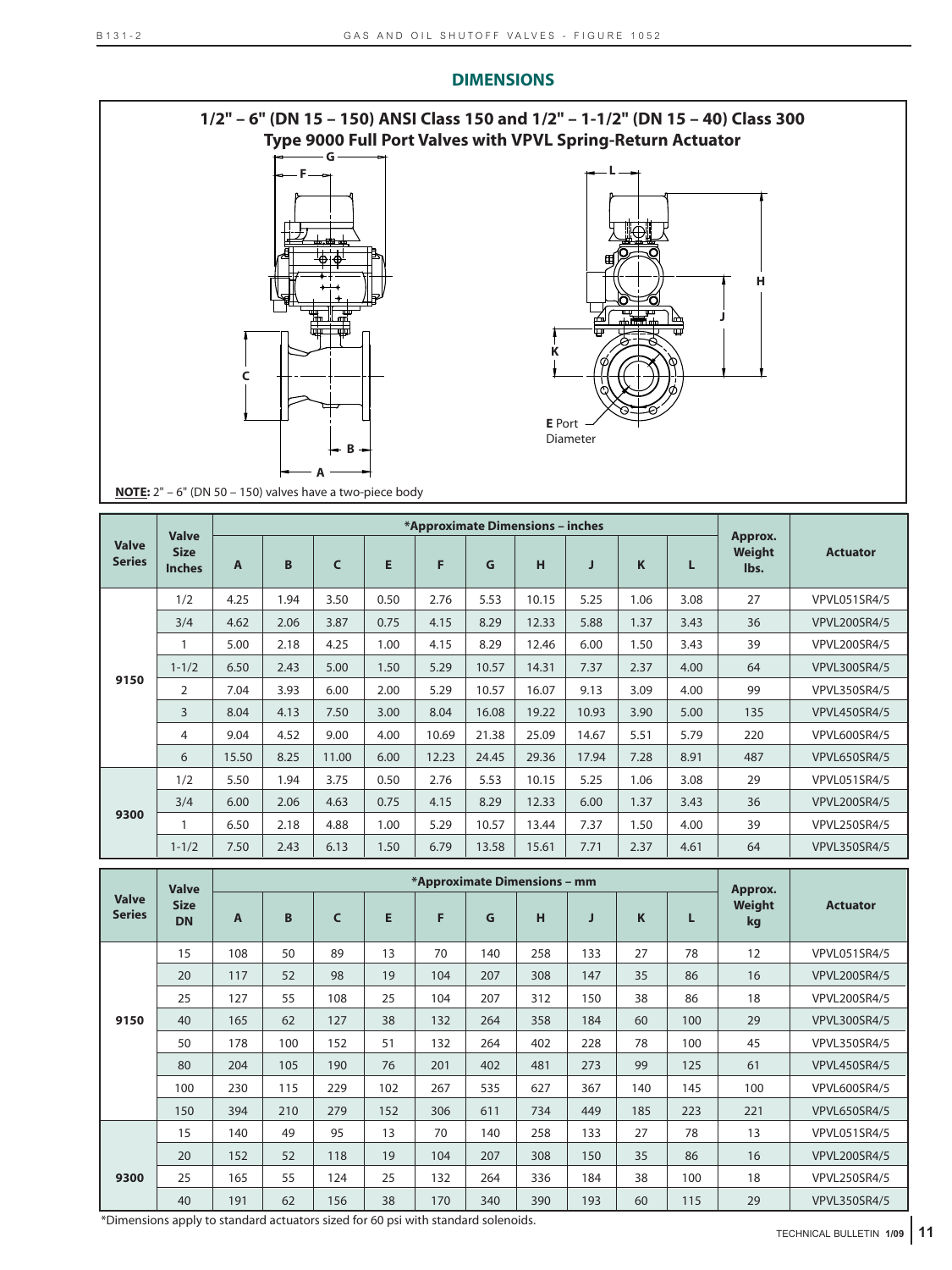## DIMENSIONS

### 1/2" – 6" (DN 15 – 150) ANSI Class 150 and 1/2" – 1-1/2" (DN 15 – 40) Class 300 Type 9000 Full Port Valves with VPVL Spring-Return Actuator

E Port Diameter

**NOTE:** 2" – 6" (DN 50 – 150) valves have a two-piece body

| Valve Series | Valve Size Inches | *Approximate Dimensions – inches | | | | | | | | | | Approx. Weight lbs. | Actuator |
|---|---|---|---|---|---|---|---|---|---|---|---|---|---|
| | | A | B | C | E | F | G | H | J | K | L | | |
| 9150 | 1/2 | 4.25 | 1.94 | 3.50 | 0.50 | 2.76 | 5.53 | 10.15 | 5.25 | 1.06 | 3.08 | 27 | VPVL051SR4/5 |
| | 3/4 | 4.62 | 2.06 | 3.87 | 0.75 | 4.15 | 8.29 | 12.33 | 5.88 | 1.37 | 3.43 | 36 | VPVL200SR4/5 |
| | 1 | 5.00 | 2.18 | 4.25 | 1.00 | 4.15 | 8.29 | 12.46 | 6.00 | 1.50 | 3.43 | 39 | VPVL200SR4/5 |
| | 1-1/2 | 6.50 | 2.43 | 5.00 | 1.50 | 5.29 | 10.57 | 14.31 | 7.37 | 2.37 | 4.00 | 64 | VPVL300SR4/5 |
| | 2 | 7.04 | 3.93 | 6.00 | 2.00 | 5.29 | 10.57 | 16.07 | 9.13 | 3.09 | 4.00 | 99 | VPVL350SR4/5 |
| | 3 | 8.04 | 4.13 | 7.50 | 3.00 | 8.04 | 16.08 | 19.22 | 10.93 | 3.90 | 5.00 | 135 | VPVL450SR4/5 |
| | 4 | 9.04 | 4.52 | 9.00 | 4.00 | 10.69 | 21.38 | 25.09 | 14.67 | 5.51 | 5.79 | 220 | VPVL600SR4/5 |
| | 6 | 15.50 | 8.25 | 11.00 | 6.00 | 12.23 | 24.45 | 29.36 | 17.94 | 7.28 | 8.91 | 487 | VPVL650SR4/5 |
| 9300 | 1/2 | 5.50 | 1.94 | 3.75 | 0.50 | 2.76 | 5.53 | 10.15 | 5.25 | 1.06 | 3.08 | 29 | VPVL051SR4/5 |
| | 3/4 | 6.00 | 2.06 | 4.63 | 0.75 | 4.15 | 8.29 | 12.33 | 6.00 | 1.37 | 3.43 | 36 | VPVL200SR4/5 |
| | 1 | 6.50 | 2.18 | 4.88 | 1.00 | 5.29 | 10.57 | 13.44 | 7.37 | 1.50 | 4.00 | 39 | VPVL250SR4/5 |
| | 1-1/2 | 7.50 | 2.43 | 6.13 | 1.50 | 6.79 | 13.58 | 15.61 | 7.71 | 2.37 | 4.61 | 64 | VPVL350SR4/5 |

| Valve Series | Valve Size DN | *Approximate Dimensions – mm | | | | | | | | | | Approx. Weight kg | Actuator |
|---|---|---|---|---|---|---|---|---|---|---|---|---|---|
| | | A | B | C | E | F | G | H | J | K | L | | |
| 9150 | 15 | 108 | 50 | 89 | 13 | 70 | 140 | 258 | 133 | 27 | 78 | 12 | VPVL051SR4/5 |
| | 20 | 117 | 52 | 98 | 19 | 104 | 207 | 308 | 147 | 35 | 86 | 16 | VPVL200SR4/5 |
| | 25 | 127 | 55 | 108 | 25 | 104 | 207 | 312 | 150 | 38 | 86 | 18 | VPVL200SR4/5 |
| | 40 | 165 | 62 | 127 | 38 | 132 | 264 | 358 | 184 | 60 | 100 | 29 | VPVL300SR4/5 |
| | 50 | 178 | 100 | 152 | 51 | 132 | 264 | 402 | 228 | 78 | 100 | 45 | VPVL350SR4/5 |
| | 80 | 204 | 105 | 190 | 76 | 201 | 402 | 481 | 273 | 99 | 125 | 61 | VPVL450SR4/5 |
| | 100 | 230 | 115 | 229 | 102 | 267 | 535 | 627 | 367 | 140 | 145 | 100 | VPVL600SR4/5 |
| | 150 | 394 | 210 | 279 | 152 | 306 | 611 | 734 | 449 | 185 | 223 | 221 | VPVL650SR4/5 |
| 9300 | 15 | 140 | 49 | 95 | 13 | 70 | 140 | 258 | 133 | 27 | 78 | 13 | VPVL051SR4/5 |
| | 20 | 152 | 52 | 118 | 19 | 104 | 207 | 308 | 150 | 35 | 86 | 16 | VPVL200SR4/5 |
| | 25 | 165 | 55 | 124 | 25 | 132 | 264 | 336 | 184 | 38 | 100 | 18 | VPVL250SR4/5 |
| | 40 | 191 | 62 | 156 | 38 | 170 | 340 | 390 | 193 | 60 | 115 | 29 | VPVL350SR4/5 |

*Dimensions apply to standard actuators sized for 60 psi with standard solenoids.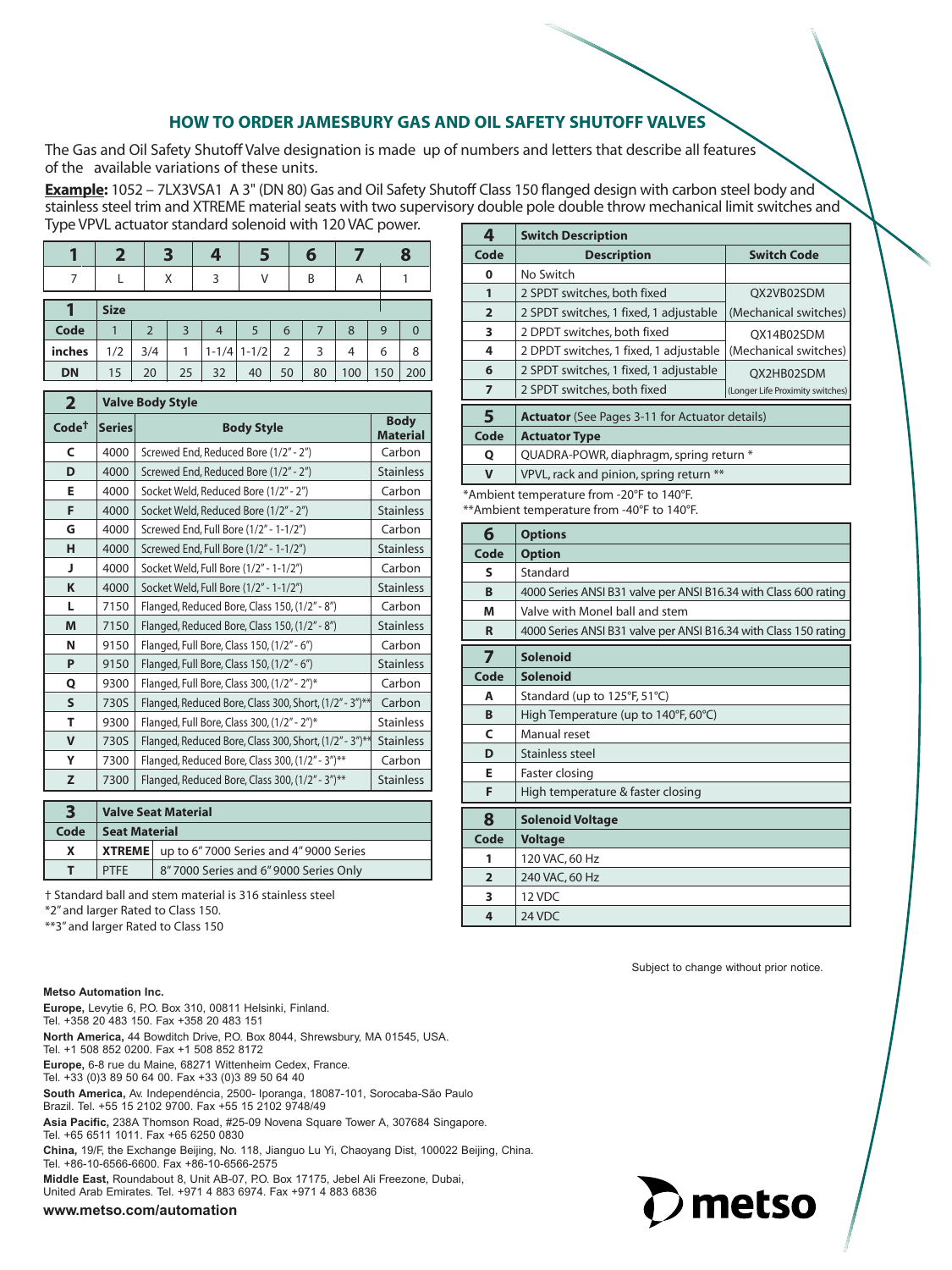## HOW TO ORDER JAMESBURY GAS AND OIL SAFETY SHUTOFF VALVES

The Gas and Oil Safety Shutoff Valve designation is made up of numbers and letters that describe all features of the available variations of these units.

**Example:** 1052 – 7LX3VSA1 A 3" (DN 80) Gas and Oil Safety Shutoff Class 150 flanged design with carbon steel body and stainless steel trim and XTREME material seats with two supervisory double pole double throw mechanical limit switches and Type VPVL actuator standard solenoid with 120 VAC power.

| 1 | 2 | 3 | 4 | 5 | 6 | 7 | 8 |
|---|---|---|---|---|---|---|---|
| 7 | L | X | 3 | V | B | A | 1 |

| 1 | Size | | | | | | | | | |
|---|---|---|---|---|---|---|---|---|---|---|
| Code | 1 | 2 | 3 | 4 | 5 | 6 | 7 | 8 | 9 | 0 |
| inches | 1/2 | 3/4 | 1 | 1-1/4 | 1-1/2 | 2 | 3 | 4 | 6 | 8 |
| DN | 15 | 20 | 25 | 32 | 40 | 50 | 80 | 100 | 150 | 200 |

| 2 | Valve Body Style | | |
|---|---|---|---|
| Code† | Series | Body Style | Body Material |
| C | 4000 | Screwed End, Reduced Bore (1/2" - 2") | Carbon |
| D | 4000 | Screwed End, Reduced Bore (1/2" - 2") | Stainless |
| E | 4000 | Socket Weld, Reduced Bore (1/2" - 2") | Carbon |
| F | 4000 | Socket Weld, Reduced Bore (1/2" - 2") | Stainless |
| G | 4000 | Screwed End, Full Bore (1/2" - 1-1/2") | Carbon |
| H | 4000 | Screwed End, Full Bore (1/2" - 1-1/2") | Stainless |
| J | 4000 | Socket Weld, Full Bore (1/2" - 1-1/2") | Carbon |
| K | 4000 | Socket Weld, Full Bore (1/2" - 1-1/2") | Stainless |
| L | 7150 | Flanged, Reduced Bore, Class 150, (1/2" - 8") | Carbon |
| M | 7150 | Flanged, Reduced Bore, Class 150, (1/2" - 8") | Stainless |
| N | 9150 | Flanged, Full Bore, Class 150, (1/2" - 6") | Carbon |
| P | 9150 | Flanged, Full Bore, Class 150, (1/2" - 6") | Stainless |
| Q | 9300 | Flanged, Full Bore, Class 300, (1/2" - 2")* | Carbon |
| S | 730S | Flanged, Reduced Bore, Class 300, Short, (1/2" - 3")** | Carbon |
| T | 9300 | Flanged, Full Bore, Class 300, (1/2" - 2")* | Stainless |
| V | 730S | Flanged, Reduced Bore, Class 300, Short, (1/2" - 3")** | Stainless |
| Y | 7300 | Flanged, Reduced Bore, Class 300, (1/2" - 3")** | Carbon |
| Z | 7300 | Flanged, Reduced Bore, Class 300, (1/2" - 3")** | Stainless |

| 3 | Valve Seat Material | |
|---|---|---|
| Code | Seat Material | |
| X | XTREME | up to 6" 7000 Series and 4" 9000 Series |
| T | PTFE | 8" 7000 Series and 6" 9000 Series Only |

† Standard ball and stem material is 316 stainless steel
*2" and larger Rated to Class 150.
**3" and larger Rated to Class 150

| 4 | Switch Description | |
|---|---|---|
| Code | Description | Switch Code |
| 0 | No Switch | |
| 1 | 2 SPDT switches, both fixed | QX2VB02SDM |
| 2 | 2 SPDT switches, 1 fixed, 1 adjustable | (Mechanical switches) |
| 3 | 2 DPDT switches, both fixed | QX14B02SDM |
| 4 | 2 DPDT switches, 1 fixed, 1 adjustable | (Mechanical switches) |
| 6 | 2 SPDT switches, 1 fixed, 1 adjustable | QX2HB02SDM |
| 7 | 2 SPDT switches, both fixed | (Longer Life Proximity switches) |

| 5 | Actuator (See Pages 3-11 for Actuator details) |
|---|---|
| Code | Actuator Type |
| Q | QUADRA-POWR, diaphragm, spring return * |
| V | VPVL, rack and pinion, spring return ** |

*Ambient temperature from -20°F to 140°F.
**Ambient temperature from -40°F to 140°F.

| 6 | Options |
|---|---|
| Code | Option |
| S | Standard |
| B | 4000 Series ANSI B31 valve per ANSI B16.34 with Class 600 rating |
| M | Valve with Monel ball and stem |
| R | 4000 Series ANSI B31 valve per ANSI B16.34 with Class 150 rating |

| 7 | Solenoid |
|---|---|
| Code | Solenoid |
| A | Standard (up to 125°F, 51°C) |
| B | High Temperature (up to 140°F, 60°C) |
| C | Manual reset |
| D | Stainless steel |
| E | Faster closing |
| F | High temperature & faster closing |

| 8 | Solenoid Voltage |
|---|---|
| Code | Voltage |
| 1 | 120 VAC, 60 Hz |
| 2 | 240 VAC, 60 Hz |
| 3 | 12 VDC |
| 4 | 24 VDC |

Subject to change without prior notice.

**Metso Automation Inc.**

**Europe,** Levytie 6, P.O. Box 310, 00811 Helsinki, Finland.
Tel. +358 20 483 150. Fax +358 20 483 151

**North America,** 44 Bowditch Drive, P.O. Box 8044, Shrewsbury, MA 01545, USA.
Tel. +1 508 852 0200. Fax +1 508 852 8172

**Europe,** 6-8 rue du Maine, 68271 Wittenheim Cedex, France.
Tel. +33 (0)3 89 50 64 00. Fax +33 (0)3 89 50 64 40

**South America,** Av. Independência, 2500- Iporanga, 18087-101, Sorocaba-São Paulo
Brazil. Tel. +55 15 2102 9700. Fax +55 15 2102 9748/49

**Asia Pacific,** 238A Thomson Road, #25-09 Novena Square Tower A, 307684 Singapore.
Tel. +65 6511 1011. Fax +65 6250 0830

**China,** 19/F, the Exchange Beijing, No. 118, Jianguo Lu Yi, Chaoyang Dist, 100022 Beijing, China.
Tel. +86-10-6566-6600. Fax +86-10-6566-2575

**Middle East,** Roundabout 8, Unit AB-07, P.O. Box 17175, Jebel Ali Freezone, Dubai,
United Arab Emirates. Tel. +971 4 883 6974. Fax +971 4 883 6836

**www.metso.com/automation**

metso